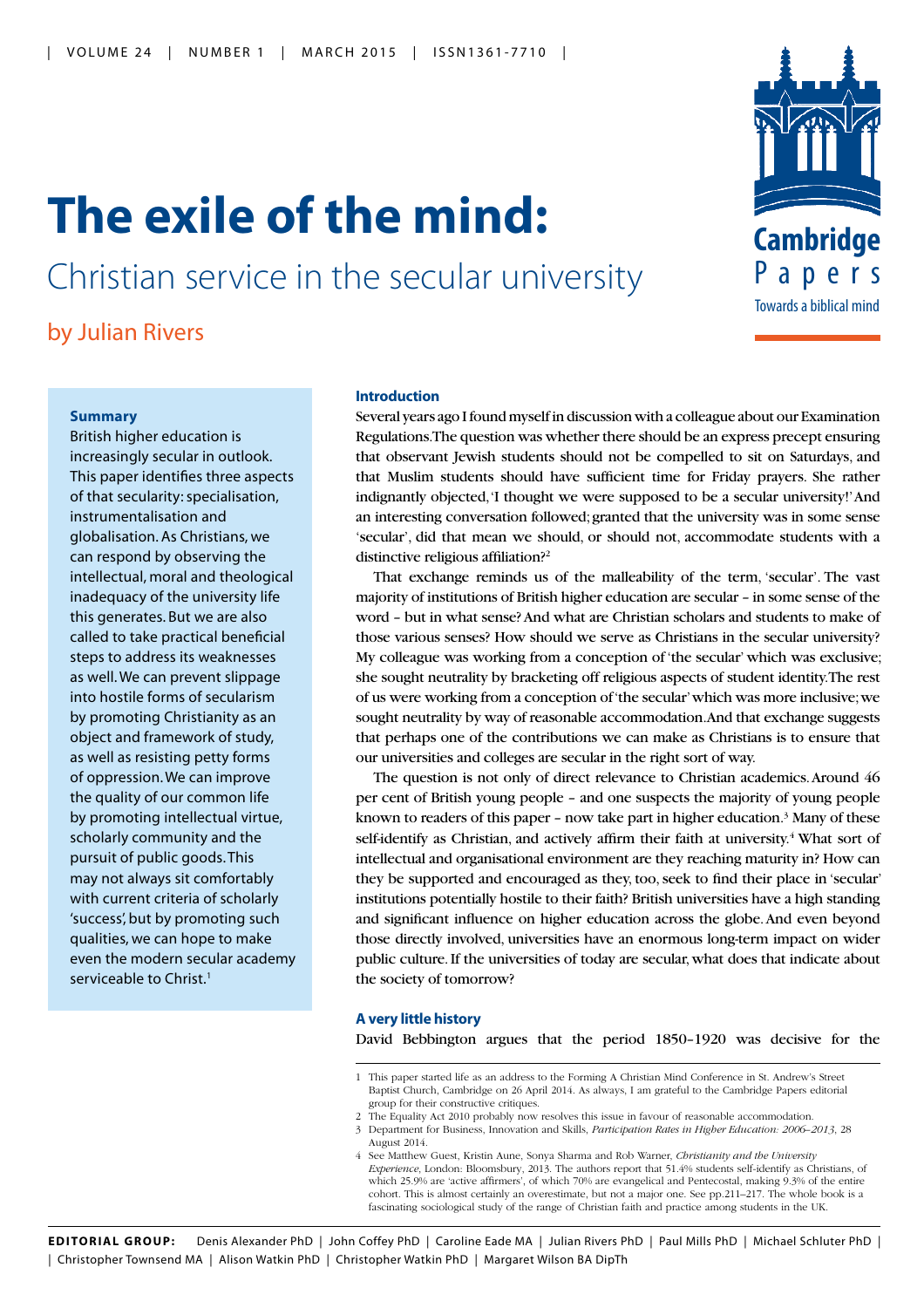# The exile of the mind:

## Christian service in the secular university

by Julian Rivers

**Summary**

British higher education is increasingly secular in outlook. This paper identifies three aspects of that secularity: specialisation, instrumentalisation and globalisation. As Christians, we can respond by observing the intellectual, moral and theological inadequacy of the university life this generates. But we are also called to take practical beneficial steps to address its weaknesses as well. We can prevent slippage into hostile forms of secularism by promoting Christianity as an object and framework of study, as well as resisting petty forms of oppression. We can improve the quality of our common life by promoting intellectual virtue, scholarly community and the pursuit of public goods. This may not always sit comfortably with current criteria of scholarly 'success', but by promoting such qualities, we can hope to make even the modern secular academy serviceable to Christ.[1]

### Introduction

Several years ago I found myself in discussion with a colleague about our Examination Regulations. The question was whether there should be an express precept ensuring that observant Jewish students should not be compelled to sit on Saturdays, and that Muslim students should have sufficient time for Friday prayers. She rather indignantly objected, 'I thought we were supposed to be a secular university!' And an interesting conversation followed; granted that the university was in some sense 'secular', did that mean we should, or should not, accommodate students with a distinctive religious affiliation?[2]

That exchange reminds us of the malleability of the term, 'secular'. The vast majority of institutions of British higher education are secular – in some sense of the word – but in what sense? And what are Christian scholars and students to make of those various senses? How should we serve as Christians in the secular university? My colleague was working from a conception of 'the secular' which was exclusive; she sought neutrality by bracketing off religious aspects of student identity. The rest of us were working from a conception of 'the secular' which was more inclusive; we sought neutrality by way of reasonable accommodation. And that exchange suggests that perhaps one of the contributions we can make as Christians is to ensure that our universities and colleges are secular in the right sort of way.

The question is not only of direct relevance to Christian academics. Around 46 per cent of British young people – and one suspects the majority of young people known to readers of this paper – now take part in higher education.[3] Many of these self-identify as Christian, and actively affirm their faith at university.[4] What sort of intellectual and organisational environment are they reaching maturity in? How can they be supported and encouraged as they, too, seek to find their place in 'secular' institutions potentially hostile to their faith? British universities have a high standing and significant influence on higher education across the globe. And even beyond those directly involved, universities have an enormous long-term impact on wider public culture. If the universities of today are secular, what does that indicate about the society of tomorrow?

### A very little history

David Bebbington argues that the period 1850–1920 was decisive for the

---

1 This paper started life as an address to the Forming A Christian Mind Conference in St. Andrew's Street Baptist Church, Cambridge on 26 April 2014. As always, I am grateful to the Cambridge Papers editorial group for their constructive critiques.

2 The Equality Act 2010 probably now resolves this issue in favour of reasonable accommodation.

3 Department for Business, Innovation and Skills, *Participation Rates in Higher Education: 2006–2013*, 28 August 2014.

4 See Matthew Guest, Kristin Aune, Sonya Sharma and Rob Warner, *Christianity and the University Experience*, London: Bloomsbury, 2013. The authors report that 51.4% students self-identify as Christians, of which 25.9% are 'active affirmers', of which 70% are evangelical and Pentecostal, making 9.3% of the entire cohort. This is almost certainly an overestimate, but not a major one. See pp.211–217. The whole book is a fascinating sociological study of the range of Christian faith and practice among students in the UK.

**EDITORIAL GROUP:** Denis Alexander PhD | John Coffey PhD | Caroline Eade MA | Julian Rivers PhD | Paul Mills PhD | Michael Schluter PhD | Christopher Townsend MA | Alison Watkin PhD | Christopher Watkin PhD | Margaret Wilson BA DipTh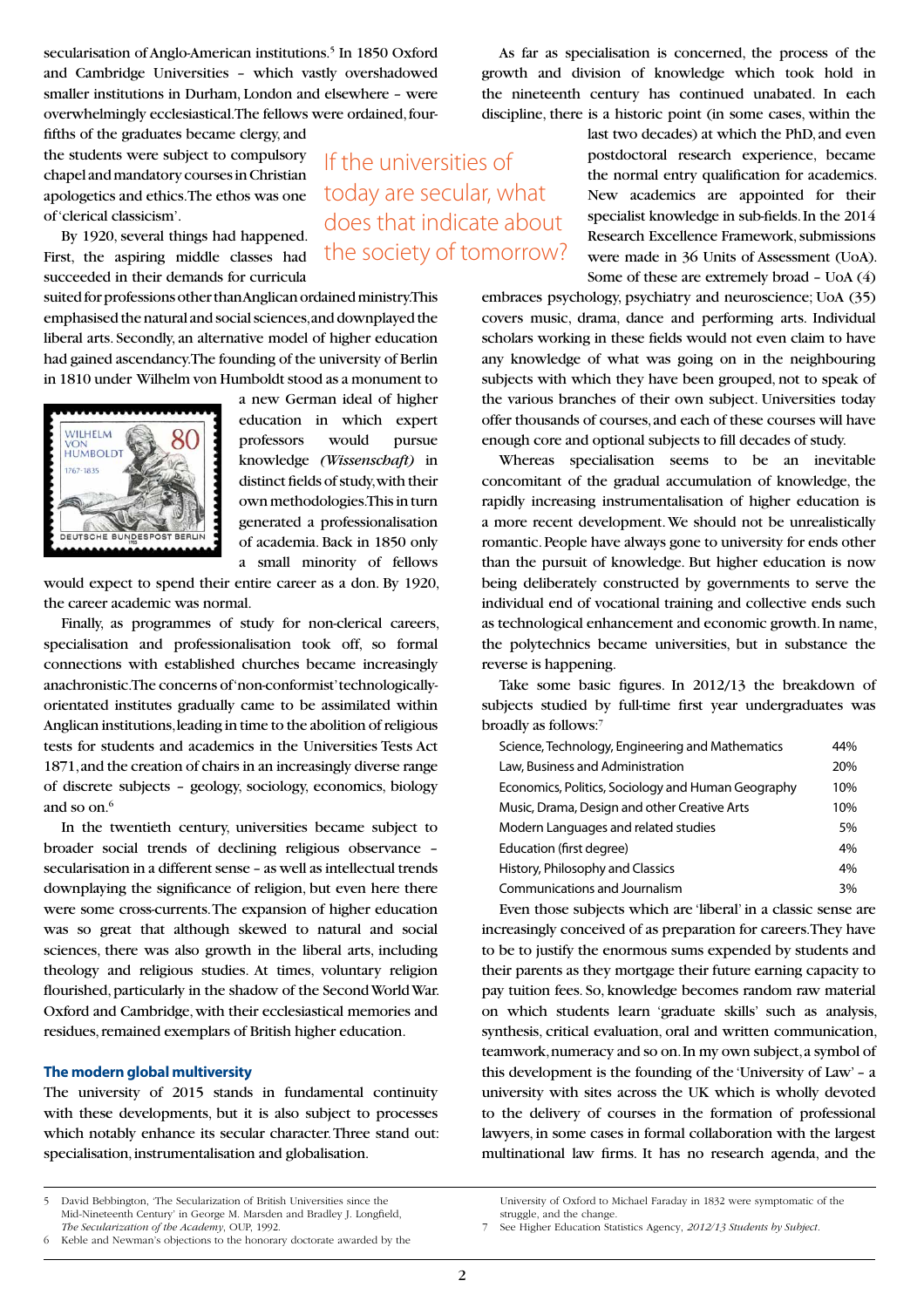secularisation of Anglo-American institutions.[5] In 1850 Oxford and Cambridge Universities – which vastly overshadowed smaller institutions in Durham, London and elsewhere – were overwhelmingly ecclesiastical. The fellows were ordained, four-fifths of the graduates became clergy, and the students were subject to compulsory chapel and mandatory courses in Christian apologetics and ethics. The ethos was one of 'clerical classicism'.

> If the universities of today are secular, what does that indicate about the society of tomorrow?

By 1920, several things had happened. First, the aspiring middle classes had succeeded in their demands for curricula suited for professions other than Anglican ordained ministry. This emphasised the natural and social sciences, and downplayed the liberal arts. Secondly, an alternative model of higher education had gained ascendancy. The founding of the university of Berlin in 1810 under Wilhelm von Humboldt stood as a monument to a new German ideal of higher education in which expert professors would pursue knowledge *(Wissenschaft)* in distinct fields of study, with their own methodologies. This in turn generated a professionalisation of academia. Back in 1850 only a small minority of fellows would expect to spend their entire career as a don. By 1920, the career academic was normal.

Finally, as programmes of study for non-clerical careers, specialisation and professionalisation took off, so formal connections with established churches became increasingly anachronistic. The concerns of 'non-conformist' technologically-orientated institutes gradually came to be assimilated within Anglican institutions, leading in time to the abolition of religious tests for students and academics in the Universities Tests Act 1871, and the creation of chairs in an increasingly diverse range of discrete subjects – geology, sociology, economics, biology and so on.[6]

In the twentieth century, universities became subject to broader social trends of declining religious observance – secularisation in a different sense – as well as intellectual trends downplaying the significance of religion, but even here there were some cross-currents. The expansion of higher education was so great that although skewed to natural and social sciences, there was also growth in the liberal arts, including theology and religious studies. At times, voluntary religion flourished, particularly in the shadow of the Second World War. Oxford and Cambridge, with their ecclesiastical memories and residues, remained exemplars of British higher education.

## The modern global multiversity

The university of 2015 stands in fundamental continuity with these developments, but it is also subject to processes which notably enhance its secular character. Three stand out: specialisation, instrumentalisation and globalisation.

As far as specialisation is concerned, the process of the growth and division of knowledge which took hold in the nineteenth century has continued unabated. In each discipline, there is a historic point (in some cases, within the last two decades) at which the PhD, and even postdoctoral research experience, became the normal entry qualification for academics. New academics are appointed for their specialist knowledge in sub-fields. In the 2014 Research Excellence Framework, submissions were made in 36 Units of Assessment (UoA). Some of these are extremely broad – UoA (4) embraces psychology, psychiatry and neuroscience; UoA (35) covers music, drama, dance and performing arts. Individual scholars working in these fields would not even claim to have any knowledge of what was going on in the neighbouring subjects with which they have been grouped, not to speak of the various branches of their own subject. Universities today offer thousands of courses, and each of these courses will have enough core and optional subjects to fill decades of study.

Whereas specialisation seems to be an inevitable concomitant of the gradual accumulation of knowledge, the rapidly increasing instrumentalisation of higher education is a more recent development. We should not be unrealistically romantic. People have always gone to university for ends other than the pursuit of knowledge. But higher education is now being deliberately constructed by governments to serve the individual end of vocational training and collective ends such as technological enhancement and economic growth. In name, the polytechnics became universities, but in substance the reverse is happening.

Take some basic figures. In 2012/13 the breakdown of subjects studied by full-time first year undergraduates was broadly as follows:[7]

| Subject | % |
|---|---|
| Science, Technology, Engineering and Mathematics | 44% |
| Law, Business and Administration | 20% |
| Economics, Politics, Sociology and Human Geography | 10% |
| Music, Drama, Design and other Creative Arts | 10% |
| Modern Languages and related studies | 5% |
| Education (first degree) | 4% |
| History, Philosophy and Classics | 4% |
| Communications and Journalism | 3% |

Even those subjects which are 'liberal' in a classic sense are increasingly conceived of as preparation for careers. They have to be to justify the enormous sums expended by students and their parents as they mortgage their future earning capacity to pay tuition fees. So, knowledge becomes random raw material on which students learn 'graduate skills' such as analysis, synthesis, critical evaluation, oral and written communication, teamwork, numeracy and so on. In my own subject, a symbol of this development is the founding of the 'University of Law' – a university with sites across the UK which is wholly devoted to the delivery of courses in the formation of professional lawyers, in some cases in formal collaboration with the largest multinational law firms. It has no research agenda, and the

---

5 David Bebbington, 'The Secularization of British Universities since the Mid-Nineteenth Century' in George M. Marsden and Bradley J. Longfield, *The Secularization of the Academy*, OUP, 1992.

6 Keble and Newman's objections to the honorary doctorate awarded by the University of Oxford to Michael Faraday in 1832 were symptomatic of the struggle, and the change.

7 See Higher Education Statistics Agency, *2012/13 Students by Subject*.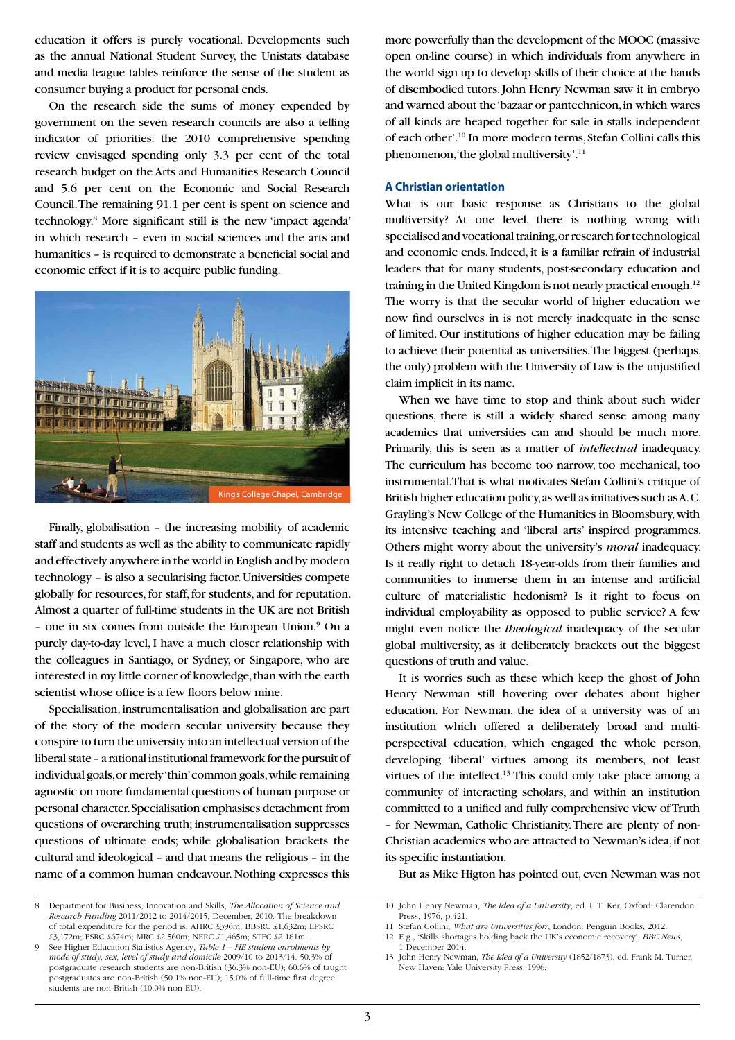education it offers is purely vocational. Developments such as the annual National Student Survey, the Unistats database and media league tables reinforce the sense of the student as consumer buying a product for personal ends.

On the research side the sums of money expended by government on the seven research councils are also a telling indicator of priorities: the 2010 comprehensive spending review envisaged spending only 3.3 per cent of the total research budget on the Arts and Humanities Research Council and 5.6 per cent on the Economic and Social Research Council. The remaining 91.1 per cent is spent on science and technology.[8] More significant still is the new 'impact agenda' in which research – even in social sciences and the arts and humanities – is required to demonstrate a beneficial social and economic effect if it is to acquire public funding.

King's College Chapel, Cambridge

Finally, globalisation – the increasing mobility of academic staff and students as well as the ability to communicate rapidly and effectively anywhere in the world in English and by modern technology – is also a secularising factor. Universities compete globally for resources, for staff, for students, and for reputation. Almost a quarter of full-time students in the UK are not British – one in six comes from outside the European Union.[9] On a purely day-to-day level, I have a much closer relationship with the colleagues in Santiago, or Sydney, or Singapore, who are interested in my little corner of knowledge, than with the earth scientist whose office is a few floors below mine.

Specialisation, instrumentalisation and globalisation are part of the story of the modern secular university because they conspire to turn the university into an intellectual version of the liberal state – a rational institutional framework for the pursuit of individual goals, or merely 'thin' common goals, while remaining agnostic on more fundamental questions of human purpose or personal character. Specialisation emphasises detachment from questions of overarching truth; instrumentalisation suppresses questions of ultimate ends; while globalisation brackets the cultural and ideological – and that means the religious – in the name of a common human endeavour. Nothing expresses this more powerfully than the development of the MOOC (massive open on-line course) in which individuals from anywhere in the world sign up to develop skills of their choice at the hands of disembodied tutors. John Henry Newman saw it in embryo and warned about the 'bazaar or pantechnicon, in which wares of all kinds are heaped together for sale in stalls independent of each other'.[10] In more modern terms, Stefan Collini calls this phenomenon, 'the global multiversity'.[11]

### A Christian orientation

What is our basic response as Christians to the global multiversity? At one level, there is nothing wrong with specialised and vocational training, or research for technological and economic ends. Indeed, it is a familiar refrain of industrial leaders that for many students, post-secondary education and training in the United Kingdom is not nearly practical enough.[12] The worry is that the secular world of higher education we now find ourselves in is not merely inadequate in the sense of limited. Our institutions of higher education may be failing to achieve their potential as universities. The biggest (perhaps, the only) problem with the University of Law is the unjustified claim implicit in its name.

When we have time to stop and think about such wider questions, there is still a widely shared sense among many academics that universities can and should be much more. Primarily, this is seen as a matter of *intellectual* inadequacy. The curriculum has become too narrow, too mechanical, too instrumental. That is what motivates Stefan Collini's critique of British higher education policy, as well as initiatives such as A. C. Grayling's New College of the Humanities in Bloomsbury, with its intensive teaching and 'liberal arts' inspired programmes. Others might worry about the university's *moral* inadequacy. Is it really right to detach 18-year-olds from their families and communities to immerse them in an intense and artificial culture of materialistic hedonism? Is it right to focus on individual employability as opposed to public service? A few might even notice the *theological* inadequacy of the secular global multiversity, as it deliberately brackets out the biggest questions of truth and value.

It is worries such as these which keep the ghost of John Henry Newman still hovering over debates about higher education. For Newman, the idea of a university was of an institution which offered a deliberately broad and multi-perspectival education, which engaged the whole person, developing 'liberal' virtues among its members, not least virtues of the intellect.[13] This could only take place among a community of interacting scholars, and within an institution committed to a unified and fully comprehensive view of Truth – for Newman, Catholic Christianity. There are plenty of non-Christian academics who are attracted to Newman's idea, if not its specific instantiation.

But as Mike Higton has pointed out, even Newman was not

---

8 Department for Business, Innovation and Skills, *The Allocation of Science and Research Funding* 2011/2012 to 2014/2015, December, 2010. The breakdown of total expenditure for the period is: AHRC £396m; BBSRC £1,632m; EPSRC £3,172m; ESRC £674m; MRC £2,560m; NERC £1,465m; STFC £2,181m.

9 See Higher Education Statistics Agency, *Table 1 – HE student enrolments by mode of study, sex, level of study and domicile* 2009/10 to 2013/14. 50.3% of postgraduate research students are non-British (36.3% non-EU); 60.6% of taught postgraduates are non-British (50.1% non-EU); 15.0% of full-time first degree students are non-British (10.0% non-EU).

10 John Henry Newman, *The Idea of a University*, ed. I. T. Ker, Oxford: Clarendon Press, 1976, p.421.

11 Stefan Collini, *What are Universities for?*, London: Penguin Books, 2012.

12 E.g., 'Skills shortages holding back the UK's economic recovery', *BBC News*, 1 December 2014.

13 John Henry Newman, *The Idea of a University* (1852/1873), ed. Frank M. Turner, New Haven: Yale University Press, 1996.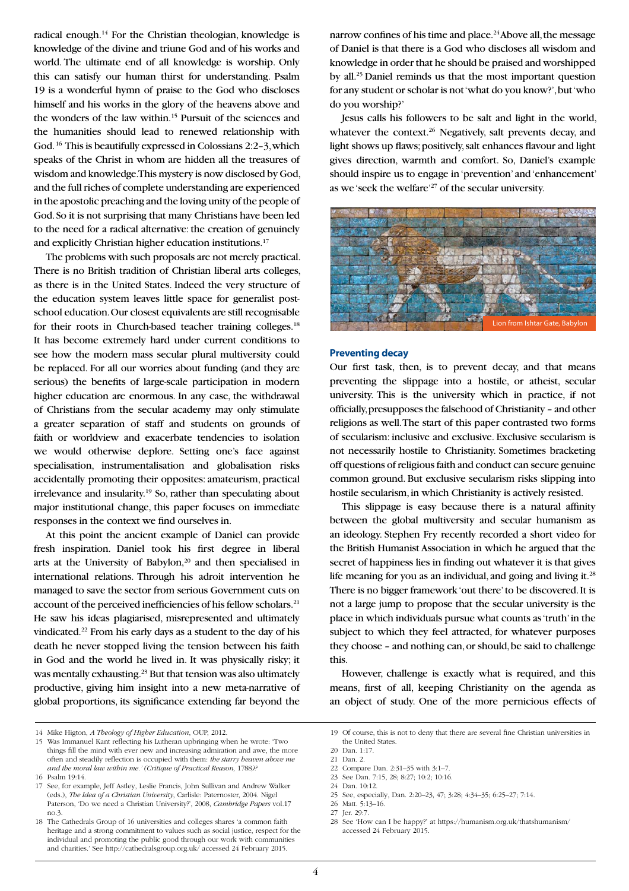radical enough.[14] For the Christian theologian, knowledge is knowledge of the divine and triune God and of his works and world. The ultimate end of all knowledge is worship. Only this can satisfy our human thirst for understanding. Psalm 19 is a wonderful hymn of praise to the God who discloses himself and his works in the glory of the heavens above and the wonders of the law within.[15] Pursuit of the sciences and the humanities should lead to renewed relationship with God.[16] This is beautifully expressed in Colossians 2:2–3, which speaks of the Christ in whom are hidden all the treasures of wisdom and knowledge. This mystery is now disclosed by God, and the full riches of complete understanding are experienced in the apostolic preaching and the loving unity of the people of God. So it is not surprising that many Christians have been led to the need for a radical alternative: the creation of genuinely and explicitly Christian higher education institutions.[17]

The problems with such proposals are not merely practical. There is no British tradition of Christian liberal arts colleges, as there is in the United States. Indeed the very structure of the education system leaves little space for generalist post-school education. Our closest equivalents are still recognisable for their roots in Church-based teacher training colleges.[18] It has become extremely hard under current conditions to see how the modern mass secular plural multiversity could be replaced. For all our worries about funding (and they are serious) the benefits of large-scale participation in modern higher education are enormous. In any case, the withdrawal of Christians from the secular academy may only stimulate a greater separation of staff and students on grounds of faith or worldview and exacerbate tendencies to isolation we would otherwise deplore. Setting one's face against specialisation, instrumentalisation and globalisation risks accidentally promoting their opposites: amateurism, practical irrelevance and insularity.[19] So, rather than speculating about major institutional change, this paper focuses on immediate responses in the context we find ourselves in.

At this point the ancient example of Daniel can provide fresh inspiration. Daniel took his first degree in liberal arts at the University of Babylon,[20] and then specialised in international relations. Through his adroit intervention he managed to save the sector from serious Government cuts on account of the perceived inefficiencies of his fellow scholars.[21] He saw his ideas plagiarised, misrepresented and ultimately vindicated.[22] From his early days as a student to the day of his death he never stopped living the tension between his faith in God and the world he lived in. It was physically risky; it was mentally exhausting.[23] But that tension was also ultimately productive, giving him insight into a new meta-narrative of global proportions, its significance extending far beyond the narrow confines of his time and place.[24] Above all, the message of Daniel is that there is a God who discloses all wisdom and knowledge in order that he should be praised and worshipped by all.[25] Daniel reminds us that the most important question for any student or scholar is not 'what do you know?', but 'who do you worship?'

Jesus calls his followers to be salt and light in the world, whatever the context.[26] Negatively, salt prevents decay, and light shows up flaws; positively, salt enhances flavour and light gives direction, warmth and comfort. So, Daniel's example should inspire us to engage in 'prevention' and 'enhancement' as we 'seek the welfare'[27] of the secular university.

Lion from Ishtar Gate, Babylon

### Preventing decay

Our first task, then, is to prevent decay, and that means preventing the slippage into a hostile, or atheist, secular university. This is the university which in practice, if not officially, presupposes the falsehood of Christianity – and other religions as well. The start of this paper contrasted two forms of secularism: inclusive and exclusive. Exclusive secularism is not necessarily hostile to Christianity. Sometimes bracketing off questions of religious faith and conduct can secure genuine common ground. But exclusive secularism risks slipping into hostile secularism, in which Christianity is actively resisted.

This slippage is easy because there is a natural affinity between the global multiversity and secular humanism as an ideology. Stephen Fry recently recorded a short video for the British Humanist Association in which he argued that the secret of happiness lies in finding out whatever it is that gives life meaning for you as an individual, and going and living it.[28] There is no bigger framework 'out there' to be discovered. It is not a large jump to propose that the secular university is the place in which individuals pursue what counts as 'truth' in the subject to which they feel attracted, for whatever purposes they choose – and nothing can, or should, be said to challenge this.

However, challenge is exactly what is required, and this means, first of all, keeping Christianity on the agenda as an object of study. One of the more pernicious effects of

---

14 Mike Higton, *A Theology of Higher Education*, OUP, 2012.

15 Was Immanuel Kant reflecting his Lutheran upbringing when he wrote: 'Two things fill the mind with ever new and increasing admiration and awe, the more often and steadily reflection is occupied with them: *the starry heaven above me and the moral law within me.' (Critique of Practical Reason,* 1788)?

16 Psalm 19:14.

17 See, for example, Jeff Astley, Leslie Francis, John Sullivan and Andrew Walker (eds.), *The Idea of a Christian University*, Carlisle: Paternoster, 2004. Nigel Paterson, 'Do we need a Christian University?', 2008, *Cambridge Papers* vol.17 no.3.

18 The Cathedrals Group of 16 universities and colleges shares 'a common faith heritage and a strong commitment to values such as social justice, respect for the individual and promoting the public good through our work with communities and charities.' See http://cathedralsgroup.org.uk/ accessed 24 February 2015.

19 Of course, this is not to deny that there are several fine Christian universities in the United States.

20 Dan. 1:17.

21 Dan. 2.

22 Compare Dan. 2:31–35 with 3:1–7.

23 See Dan. 7:15, 28; 8:27; 10:2; 10:16.

24 Dan. 10:12.

25 See, especially, Dan. 2:20–23, 47; 3:28; 4:34–35; 6:25–27; 7:14.

26 Matt. 5:13–16.

27 Jer. 29:7.

28 See 'How can I be happy?' at https://humanism.org.uk/thatshumanism/ accessed 24 February 2015.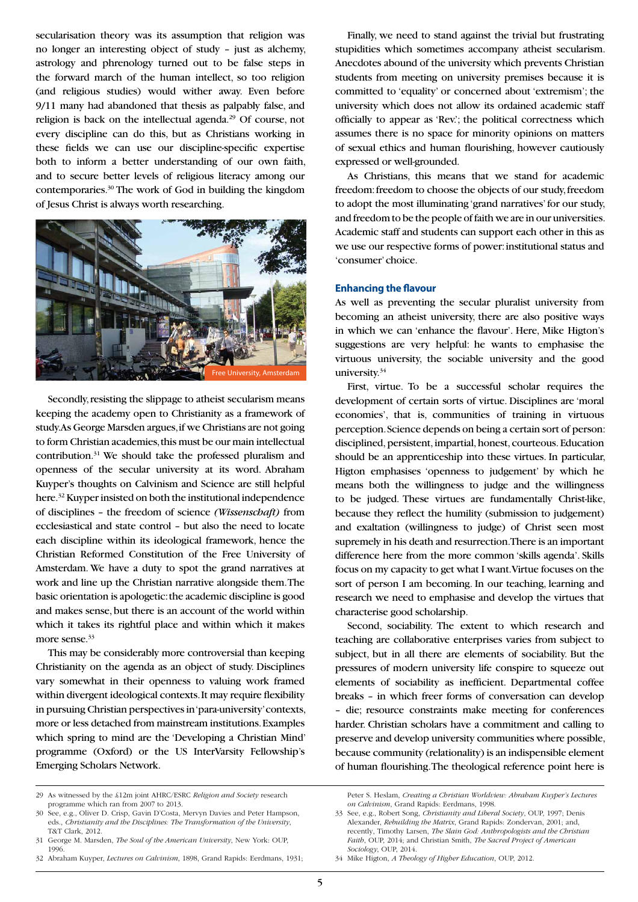secularisation theory was its assumption that religion was no longer an interesting object of study – just as alchemy, astrology and phrenology turned out to be false steps in the forward march of the human intellect, so too religion (and religious studies) would wither away. Even before 9/11 many had abandoned that thesis as palpably false, and religion is back on the intellectual agenda.[29] Of course, not every discipline can do this, but as Christians working in these fields we can use our discipline-specific expertise both to inform a better understanding of our own faith, and to secure better levels of religious literacy among our contemporaries.[30] The work of God in building the kingdom of Jesus Christ is always worth researching.

Free University, Amsterdam

Secondly, resisting the slippage to atheist secularism means keeping the academy open to Christianity as a framework of study. As George Marsden argues, if we Christians are not going to form Christian academies, this must be our main intellectual contribution.[31] We should take the professed pluralism and openness of the secular university at its word. Abraham Kuyper's thoughts on Calvinism and Science are still helpful here.[32] Kuyper insisted on both the institutional independence of disciplines – the freedom of science *(Wissenschaft)* from ecclesiastical and state control – but also the need to locate each discipline within its ideological framework, hence the Christian Reformed Constitution of the Free University of Amsterdam. We have a duty to spot the grand narratives at work and line up the Christian narrative alongside them. The basic orientation is apologetic: the academic discipline is good and makes sense, but there is an account of the world within which it takes its rightful place and within which it makes more sense.[33]

This may be considerably more controversial than keeping Christianity on the agenda as an object of study. Disciplines vary somewhat in their openness to valuing work framed within divergent ideological contexts. It may require flexibility in pursuing Christian perspectives in 'para-university' contexts, more or less detached from mainstream institutions. Examples which spring to mind are the 'Developing a Christian Mind' programme (Oxford) or the US InterVarsity Fellowship's Emerging Scholars Network.

Finally, we need to stand against the trivial but frustrating stupidities which sometimes accompany atheist secularism. Anecdotes abound of the university which prevents Christian students from meeting on university premises because it is committed to 'equality' or concerned about 'extremism'; the university which does not allow its ordained academic staff officially to appear as 'Rev.'; the political correctness which assumes there is no space for minority opinions on matters of sexual ethics and human flourishing, however cautiously expressed or well-grounded.

As Christians, this means that we stand for academic freedom: freedom to choose the objects of our study, freedom to adopt the most illuminating 'grand narratives' for our study, and freedom to be the people of faith we are in our universities. Academic staff and students can support each other in this as we use our respective forms of power: institutional status and 'consumer' choice.

### Enhancing the flavour

As well as preventing the secular pluralist university from becoming an atheist university, there are also positive ways in which we can 'enhance the flavour'. Here, Mike Higton's suggestions are very helpful: he wants to emphasise the virtuous university, the sociable university and the good university.[34]

First, virtue. To be a successful scholar requires the development of certain sorts of virtue. Disciplines are 'moral economies', that is, communities of training in virtuous perception. Science depends on being a certain sort of person: disciplined, persistent, impartial, honest, courteous. Education should be an apprenticeship into these virtues. In particular, Higton emphasises 'openness to judgement' by which he means both the willingness to judge and the willingness to be judged. These virtues are fundamentally Christ-like, because they reflect the humility (submission to judgement) and exaltation (willingness to judge) of Christ seen most supremely in his death and resurrection. There is an important difference here from the more common 'skills agenda'. Skills focus on my capacity to get what I want. Virtue focuses on the sort of person I am becoming. In our teaching, learning and research we need to emphasise and develop the virtues that characterise good scholarship.

Second, sociability. The extent to which research and teaching are collaborative enterprises varies from subject to subject, but in all there are elements of sociability. But the pressures of modern university life conspire to squeeze out elements of sociability as inefficient. Departmental coffee breaks – in which freer forms of conversation can develop – die; resource constraints make meeting for conferences harder. Christian scholars have a commitment and calling to preserve and develop university communities where possible, because community (relationality) is an indispensible element of human flourishing. The theological reference point here is

---

29 As witnessed by the £12m joint AHRC/ESRC *Religion and Society* research programme which ran from 2007 to 2013.

30 See, e.g., Oliver D. Crisp, Gavin D'Costa, Mervyn Davies and Peter Hampson, eds., *Christianity and the Disciplines: The Transformation of the University*, T&T Clark, 2012.

31 George M. Marsden, *The Soul of the American University*, New York: OUP, 1996.

32 Abraham Kuyper, *Lectures on Calvinism*, 1898, Grand Rapids: Eerdmans, 1931; Peter S. Heslam, *Creating a Christian Worldview: Abraham Kuyper's Lectures on Calvinism*, Grand Rapids: Eerdmans, 1998.

33 See, e.g., Robert Song, *Christianity and Liberal Society*, OUP, 1997; Denis Alexander, *Rebuilding the Matrix*, Grand Rapids: Zondervan, 2001; and, recently, Timothy Larsen, *The Slain God: Anthropologists and the Christian Faith*, OUP, 2014; and Christian Smith, *The Sacred Project of American Sociology*, OUP, 2014.

34 Mike Higton, *A Theology of Higher Education*, OUP, 2012.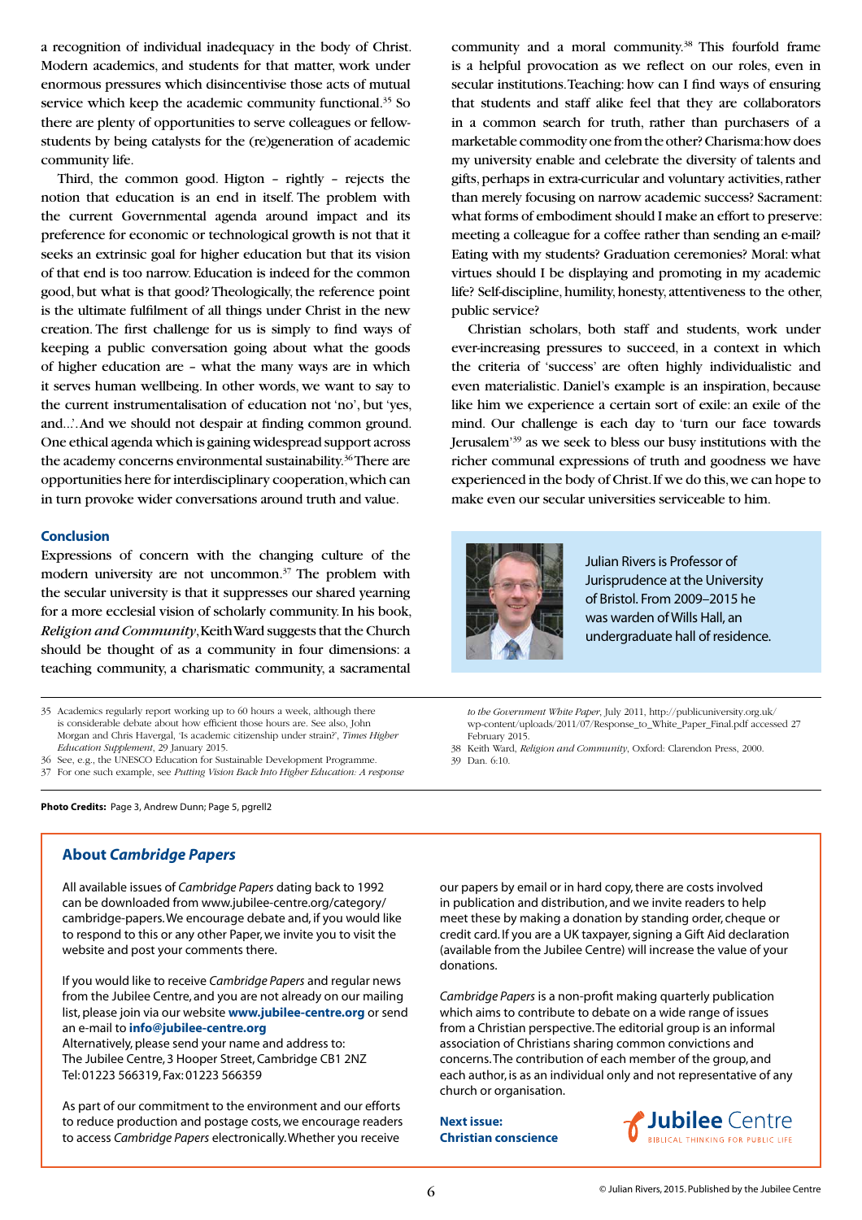a recognition of individual inadequacy in the body of Christ. Modern academics, and students for that matter, work under enormous pressures which disincentivise those acts of mutual service which keep the academic community functional.[35] So there are plenty of opportunities to serve colleagues or fellow-students by being catalysts for the (re)generation of academic community life.

Third, the common good. Higton – rightly – rejects the notion that education is an end in itself. The problem with the current Governmental agenda around impact and its preference for economic or technological growth is not that it seeks an extrinsic goal for higher education but that its vision of that end is too narrow. Education is indeed for the common good, but what is that good? Theologically, the reference point is the ultimate fulfilment of all things under Christ in the new creation. The first challenge for us is simply to find ways of keeping a public conversation going about what the goods of higher education are – what the many ways are in which it serves human wellbeing. In other words, we want to say to the current instrumentalisation of education not 'no', but 'yes, and...'. And we should not despair at finding common ground. One ethical agenda which is gaining widespread support across the academy concerns environmental sustainability.[36] There are opportunities here for interdisciplinary cooperation, which can in turn provoke wider conversations around truth and value.

## Conclusion

Expressions of concern with the changing culture of the modern university are not uncommon.[37] The problem with the secular university is that it suppresses our shared yearning for a more ecclesial vision of scholarly community. In his book, *Religion and Community*, Keith Ward suggests that the Church should be thought of as a community in four dimensions: a teaching community, a charismatic community, a sacramental community and a moral community.[38] This fourfold frame is a helpful provocation as we reflect on our roles, even in secular institutions. Teaching: how can I find ways of ensuring that students and staff alike feel that they are collaborators in a common search for truth, rather than purchasers of a marketable commodity one from the other? Charisma: how does my university enable and celebrate the diversity of talents and gifts, perhaps in extra-curricular and voluntary activities, rather than merely focusing on narrow academic success? Sacrament: what forms of embodiment should I make an effort to preserve: meeting a colleague for a coffee rather than sending an e-mail? Eating with my students? Graduation ceremonies? Moral: what virtues should I be displaying and promoting in my academic life? Self-discipline, humility, honesty, attentiveness to the other, public service?

Christian scholars, both staff and students, work under ever-increasing pressures to succeed, in a context in which the criteria of 'success' are often highly individualistic and even materialistic. Daniel's example is an inspiration, because like him we experience a certain sort of exile: an exile of the mind. Our challenge is each day to 'turn our face towards Jerusalem'[39] as we seek to bless our busy institutions with the richer communal expressions of truth and goodness we have experienced in the body of Christ. If we do this, we can hope to make even our secular universities serviceable to him.

Julian Rivers is Professor of Jurisprudence at the University of Bristol. From 2009–2015 he was warden of Wills Hall, an undergraduate hall of residence.

35 Academics regularly report working up to 60 hours a week, although there is considerable debate about how efficient those hours are. See also, John Morgan and Chris Havergal, 'Is academic citizenship under strain?', *Times Higher Education Supplement*, 29 January 2015.

36 See, e.g., the UNESCO Education for Sustainable Development Programme.

37 For one such example, see *Putting Vision Back Into Higher Education: A response to the Government White Paper*, July 2011, http://publicuniversity.org.uk/wp-content/uploads/2011/07/Response_to_White_Paper_Final.pdf accessed 27 February 2015.

38 Keith Ward, *Religion and Community*, Oxford: Clarendon Press, 2000.

39 Dan. 6:10.

**Photo Credits:** Page 3, Andrew Dunn; Page 5, pgrell2

## About *Cambridge Papers*

All available issues of *Cambridge Papers* dating back to 1992 can be downloaded from www.jubilee-centre.org/category/cambridge-papers. We encourage debate and, if you would like to respond to this or any other Paper, we invite you to visit the website and post your comments there.

If you would like to receive *Cambridge Papers* and regular news from the Jubilee Centre, and you are not already on our mailing list, please join via our website **www.jubilee-centre.org** or send an e-mail to **info@jubilee-centre.org**
Alternatively, please send your name and address to:
The Jubilee Centre, 3 Hooper Street, Cambridge CB1 2NZ
Tel: 01223 566319, Fax: 01223 566359

As part of our commitment to the environment and our efforts to reduce production and postage costs, we encourage readers to access *Cambridge Papers* electronically. Whether you receive our papers by email or in hard copy, there are costs involved in publication and distribution, and we invite readers to help meet these by making a donation by standing order, cheque or credit card. If you are a UK taxpayer, signing a Gift Aid declaration (available from the Jubilee Centre) will increase the value of your donations.

*Cambridge Papers* is a non-profit making quarterly publication which aims to contribute to debate on a wide range of issues from a Christian perspective. The editorial group is an informal association of Christians sharing common convictions and concerns. The contribution of each member of the group, and each author, is as an individual only and not representative of any church or organisation.

**Next issue:**
**Christian conscience**

Jubilee Centre
BIBLICAL THINKING FOR PUBLIC LIFE

© Julian Rivers, 2015. Published by the Jubilee Centre